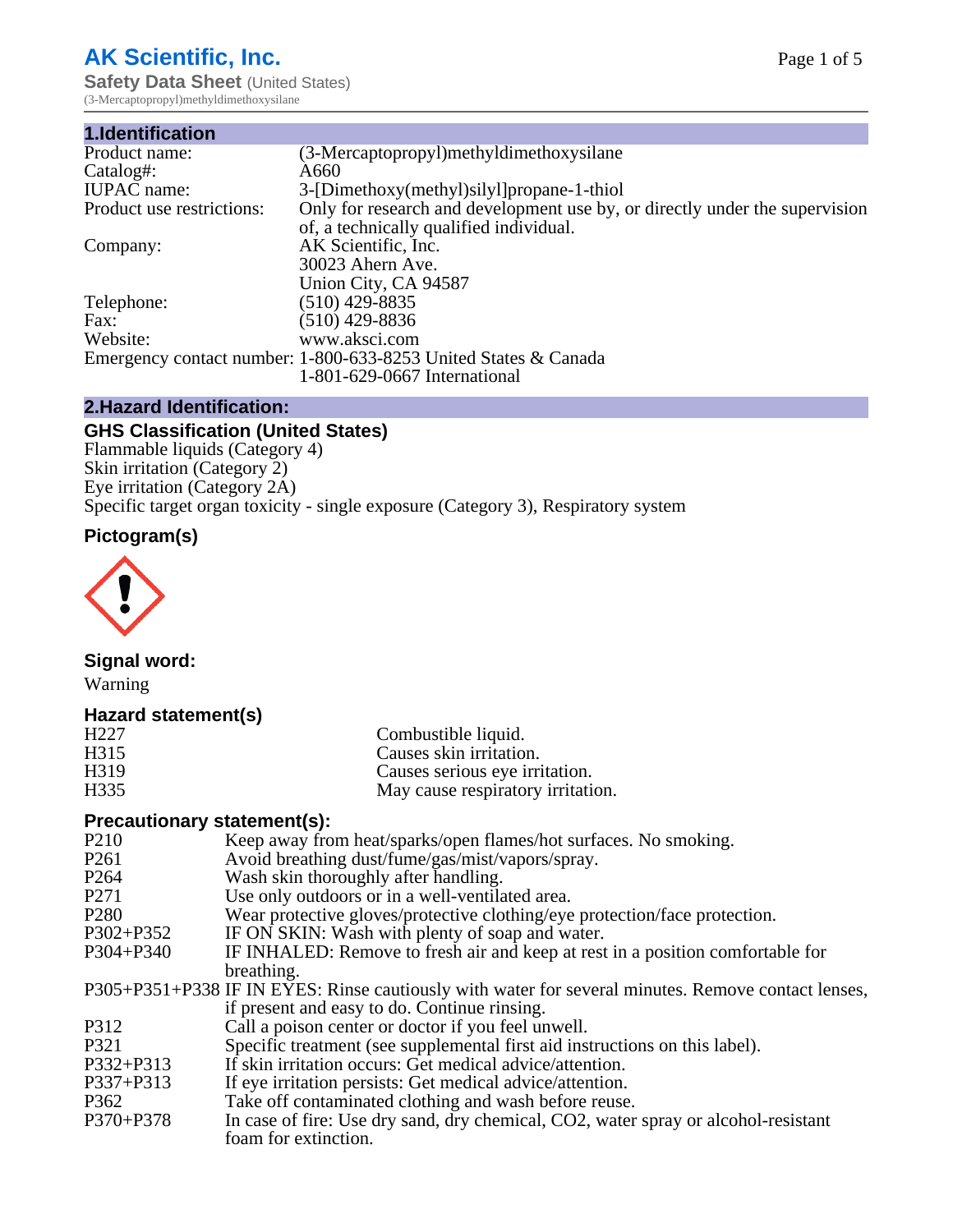# AK Scientific, Inc.

**Safety Data Sheet** (United States)
(3-Mercaptopropyl)methyldimethoxysilane

## 1.Identification

| | |
|---|---|
| Product name: | (3-Mercaptopropyl)methyldimethoxysilane |
| Catalog#: | A660 |
| IUPAC name: | 3-[Dimethoxy(methyl)silyl]propane-1-thiol |
| Product use restrictions: | Only for research and development use by, or directly under the supervision of, a technically qualified individual. |
| Company: | AK Scientific, Inc.<br>30023 Ahern Ave.<br>Union City, CA 94587 |
| Telephone: | (510) 429-8835 |
| Fax: | (510) 429-8836 |
| Website: | www.aksci.com |
| Emergency contact number: | 1-800-633-8253 United States & Canada<br>1-801-629-0667 International |

## 2.Hazard Identification:

### GHS Classification (United States)

Flammable liquids (Category 4)
Skin irritation (Category 2)
Eye irritation (Category 2A)
Specific target organ toxicity - single exposure (Category 3), Respiratory system

### Pictogram(s)

### Signal word:

Warning

### Hazard statement(s)

| | |
|---|---|
| H227 | Combustible liquid. |
| H315 | Causes skin irritation. |
| H319 | Causes serious eye irritation. |
| H335 | May cause respiratory irritation. |

### Precautionary statement(s):

| | |
|---|---|
| P210 | Keep away from heat/sparks/open flames/hot surfaces. No smoking. |
| P261 | Avoid breathing dust/fume/gas/mist/vapors/spray. |
| P264 | Wash skin thoroughly after handling. |
| P271 | Use only outdoors or in a well-ventilated area. |
| P280 | Wear protective gloves/protective clothing/eye protection/face protection. |
| P302+P352 | IF ON SKIN: Wash with plenty of soap and water. |
| P304+P340 | IF INHALED: Remove to fresh air and keep at rest in a position comfortable for breathing. |
| P305+P351+P338 | IF IN EYES: Rinse cautiously with water for several minutes. Remove contact lenses, if present and easy to do. Continue rinsing. |
| P312 | Call a poison center or doctor if you feel unwell. |
| P321 | Specific treatment (see supplemental first aid instructions on this label). |
| P332+P313 | If skin irritation occurs: Get medical advice/attention. |
| P337+P313 | If eye irritation persists: Get medical advice/attention. |
| P362 | Take off contaminated clothing and wash before reuse. |
| P370+P378 | In case of fire: Use dry sand, dry chemical, CO2, water spray or alcohol-resistant foam for extinction. |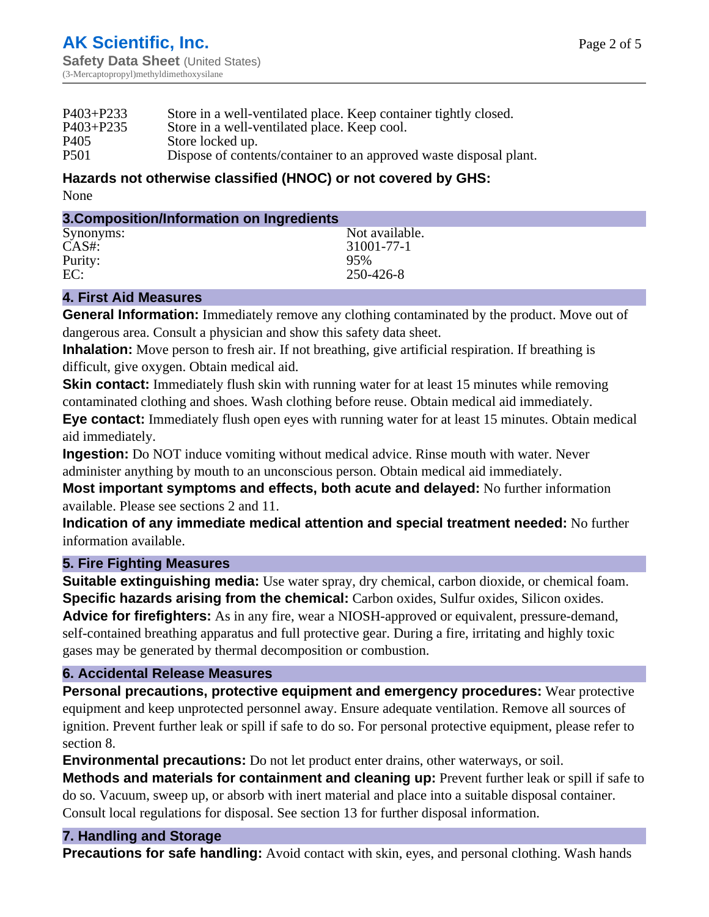| | |
|---|---|
| P403+P233 | Store in a well-ventilated place. Keep container tightly closed. |
| P403+P235 | Store in a well-ventilated place. Keep cool. |
| P405 | Store locked up. |
| P501 | Dispose of contents/container to an approved waste disposal plant. |

**Hazards not otherwise classified (HNOC) or not covered by GHS:**

None

## 3.Composition/Information on Ingredients

| | |
|---|---|
| Synonyms: | Not available. |
| CAS#: | 31001-77-1 |
| Purity: | 95% |
| EC: | 250-426-8 |

## 4. First Aid Measures

**General Information:** Immediately remove any clothing contaminated by the product. Move out of dangerous area. Consult a physician and show this safety data sheet.

**Inhalation:** Move person to fresh air. If not breathing, give artificial respiration. If breathing is difficult, give oxygen. Obtain medical aid.

**Skin contact:** Immediately flush skin with running water for at least 15 minutes while removing contaminated clothing and shoes. Wash clothing before reuse. Obtain medical aid immediately.

**Eye contact:** Immediately flush open eyes with running water for at least 15 minutes. Obtain medical aid immediately.

**Ingestion:** Do NOT induce vomiting without medical advice. Rinse mouth with water. Never administer anything by mouth to an unconscious person. Obtain medical aid immediately.

**Most important symptoms and effects, both acute and delayed:** No further information available. Please see sections 2 and 11.

**Indication of any immediate medical attention and special treatment needed:** No further information available.

## 5. Fire Fighting Measures

**Suitable extinguishing media:** Use water spray, dry chemical, carbon dioxide, or chemical foam.

**Specific hazards arising from the chemical:** Carbon oxides, Sulfur oxides, Silicon oxides.

**Advice for firefighters:** As in any fire, wear a NIOSH-approved or equivalent, pressure-demand, self-contained breathing apparatus and full protective gear. During a fire, irritating and highly toxic gases may be generated by thermal decomposition or combustion.

## 6. Accidental Release Measures

**Personal precautions, protective equipment and emergency procedures:** Wear protective equipment and keep unprotected personnel away. Ensure adequate ventilation. Remove all sources of ignition. Prevent further leak or spill if safe to do so. For personal protective equipment, please refer to section 8.

**Environmental precautions:** Do not let product enter drains, other waterways, or soil.

**Methods and materials for containment and cleaning up:** Prevent further leak or spill if safe to do so. Vacuum, sweep up, or absorb with inert material and place into a suitable disposal container. Consult local regulations for disposal. See section 13 for further disposal information.

## 7. Handling and Storage

**Precautions for safe handling:** Avoid contact with skin, eyes, and personal clothing. Wash hands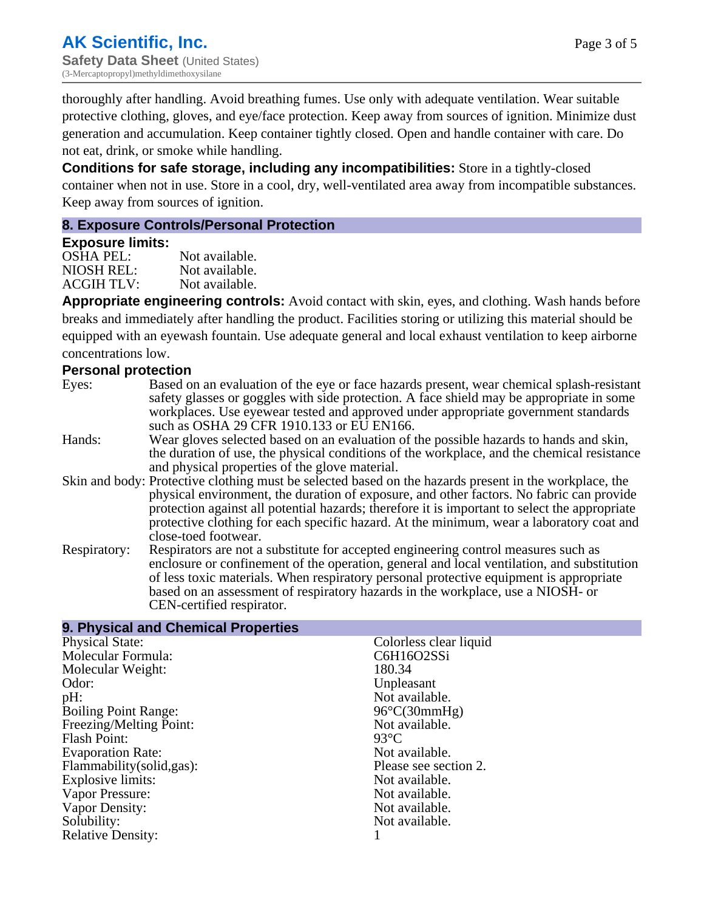thoroughly after handling. Avoid breathing fumes. Use only with adequate ventilation. Wear suitable protective clothing, gloves, and eye/face protection. Keep away from sources of ignition. Minimize dust generation and accumulation. Keep container tightly closed. Open and handle container with care. Do not eat, drink, or smoke while handling.

**Conditions for safe storage, including any incompatibilities:** Store in a tightly-closed container when not in use. Store in a cool, dry, well-ventilated area away from incompatible substances. Keep away from sources of ignition.

## 8. Exposure Controls/Personal Protection

### Exposure limits:

| | |
|---|---|
| OSHA PEL: | Not available. |
| NIOSH REL: | Not available. |
| ACGIH TLV: | Not available. |

**Appropriate engineering controls:** Avoid contact with skin, eyes, and clothing. Wash hands before breaks and immediately after handling the product. Facilities storing or utilizing this material should be equipped with an eyewash fountain. Use adequate general and local exhaust ventilation to keep airborne concentrations low.

### Personal protection

| | |
|---|---|
| Eyes: | Based on an evaluation of the eye or face hazards present, wear chemical splash-resistant safety glasses or goggles with side protection. A face shield may be appropriate in some workplaces. Use eyewear tested and approved under appropriate government standards such as OSHA 29 CFR 1910.133 or EU EN166. |
| Hands: | Wear gloves selected based on an evaluation of the possible hazards to hands and skin, the duration of use, the physical conditions of the workplace, and the chemical resistance and physical properties of the glove material. |
| Skin and body: | Protective clothing must be selected based on the hazards present in the workplace, the physical environment, the duration of exposure, and other factors. No fabric can provide protection against all potential hazards; therefore it is important to select the appropriate protective clothing for each specific hazard. At the minimum, wear a laboratory coat and close-toed footwear. |
| Respiratory: | Respirators are not a substitute for accepted engineering control measures such as enclosure or confinement of the operation, general and local ventilation, and substitution of less toxic materials. When respiratory personal protective equipment is appropriate based on an assessment of respiratory hazards in the workplace, use a NIOSH- or CEN-certified respirator. |

## 9. Physical and Chemical Properties

| | |
|---|---|
| Physical State: | Colorless clear liquid |
| Molecular Formula: | C6H16O2SSi |
| Molecular Weight: | 180.34 |
| Odor: | Unpleasant |
| pH: | Not available. |
| Boiling Point Range: | 96°C(30mmHg) |
| Freezing/Melting Point: | Not available. |
| Flash Point: | 93°C |
| Evaporation Rate: | Not available. |
| Flammability(solid,gas): | Please see section 2. |
| Explosive limits: | Not available. |
| Vapor Pressure: | Not available. |
| Vapor Density: | Not available. |
| Solubility: | Not available. |
| Relative Density: | 1 |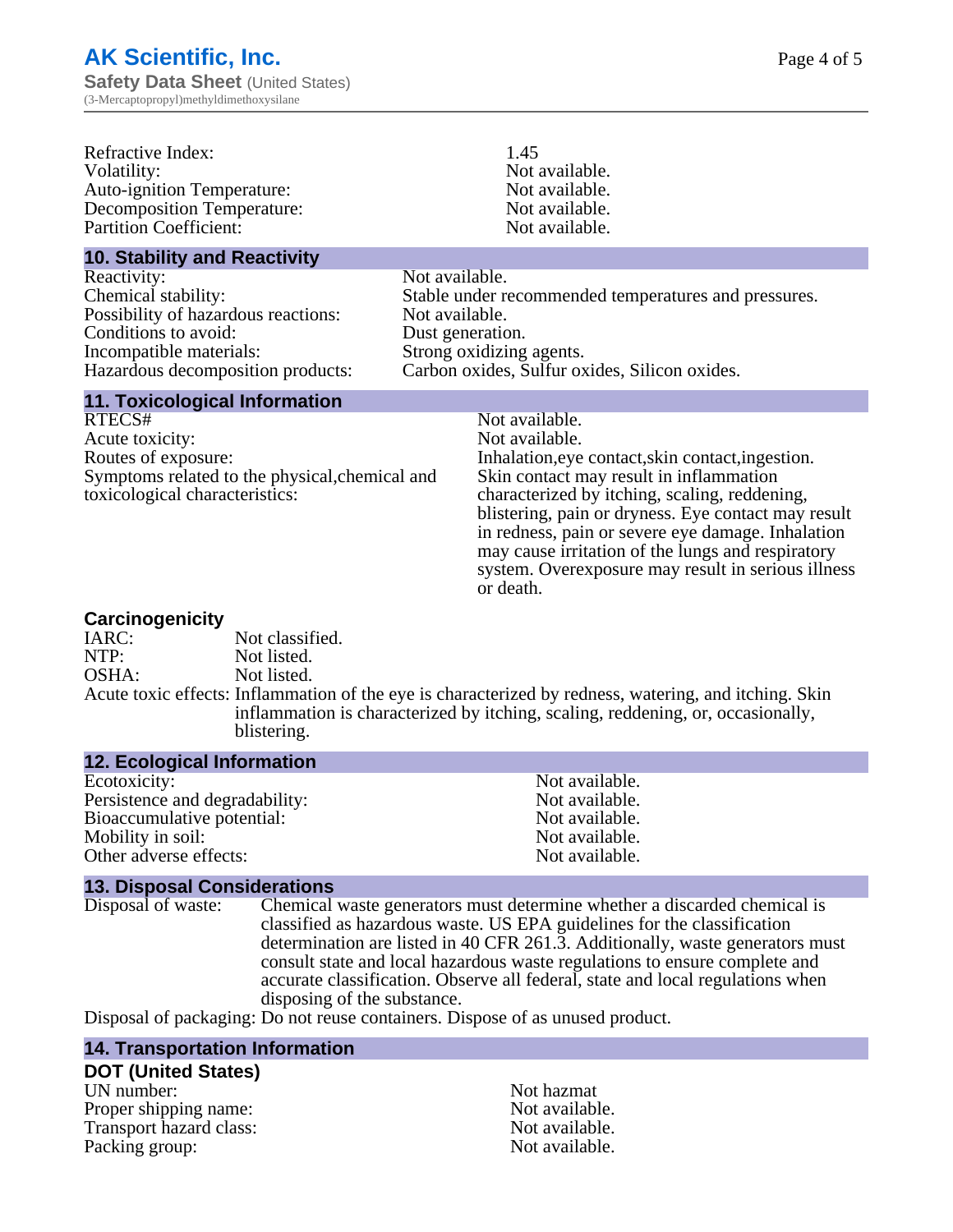| | |
|---|---|
| Refractive Index: | 1.45 |
| Volatility: | Not available. |
| Auto-ignition Temperature: | Not available. |
| Decomposition Temperature: | Not available. |
| Partition Coefficient: | Not available. |

## 10. Stability and Reactivity

| | |
|---|---|
| Reactivity: | Not available. |
| Chemical stability: | Stable under recommended temperatures and pressures. |
| Possibility of hazardous reactions: | Not available. |
| Conditions to avoid: | Dust generation. |
| Incompatible materials: | Strong oxidizing agents. |
| Hazardous decomposition products: | Carbon oxides, Sulfur oxides, Silicon oxides. |

## 11. Toxicological Information

| | |
|---|---|
| RTECS# | Not available. |
| Acute toxicity: | Not available. |
| Routes of exposure: | Inhalation,eye contact,skin contact,ingestion. |
| Symptoms related to the physical,chemical and toxicological characteristics: | Skin contact may result in inflammation characterized by itching, scaling, reddening, blistering, pain or dryness. Eye contact may result in redness, pain or severe eye damage. Inhalation may cause irritation of the lungs and respiratory system. Overexposure may result in serious illness or death. |

### Carcinogenicity

| | |
|---|---|
| IARC: | Not classified. |
| NTP: | Not listed. |
| OSHA: | Not listed. |
| Acute toxic effects: | Inflammation of the eye is characterized by redness, watering, and itching. Skin inflammation is characterized by itching, scaling, reddening, or, occasionally, blistering. |

## 12. Ecological Information

| | |
|---|---|
| Ecotoxicity: | Not available. |
| Persistence and degradability: | Not available. |
| Bioaccumulative potential: | Not available. |
| Mobility in soil: | Not available. |
| Other adverse effects: | Not available. |

## 13. Disposal Considerations

| | |
|---|---|
| Disposal of waste: | Chemical waste generators must determine whether a discarded chemical is classified as hazardous waste. US EPA guidelines for the classification determination are listed in 40 CFR 261.3. Additionally, waste generators must consult state and local hazardous waste regulations to ensure complete and accurate classification. Observe all federal, state and local regulations when disposing of the substance. |
| Disposal of packaging: | Do not reuse containers. Dispose of as unused product. |

## 14. Transportation Information

### DOT (United States)

| | |
|---|---|
| UN number: | Not hazmat |
| Proper shipping name: | Not available. |
| Transport hazard class: | Not available. |
| Packing group: | Not available. |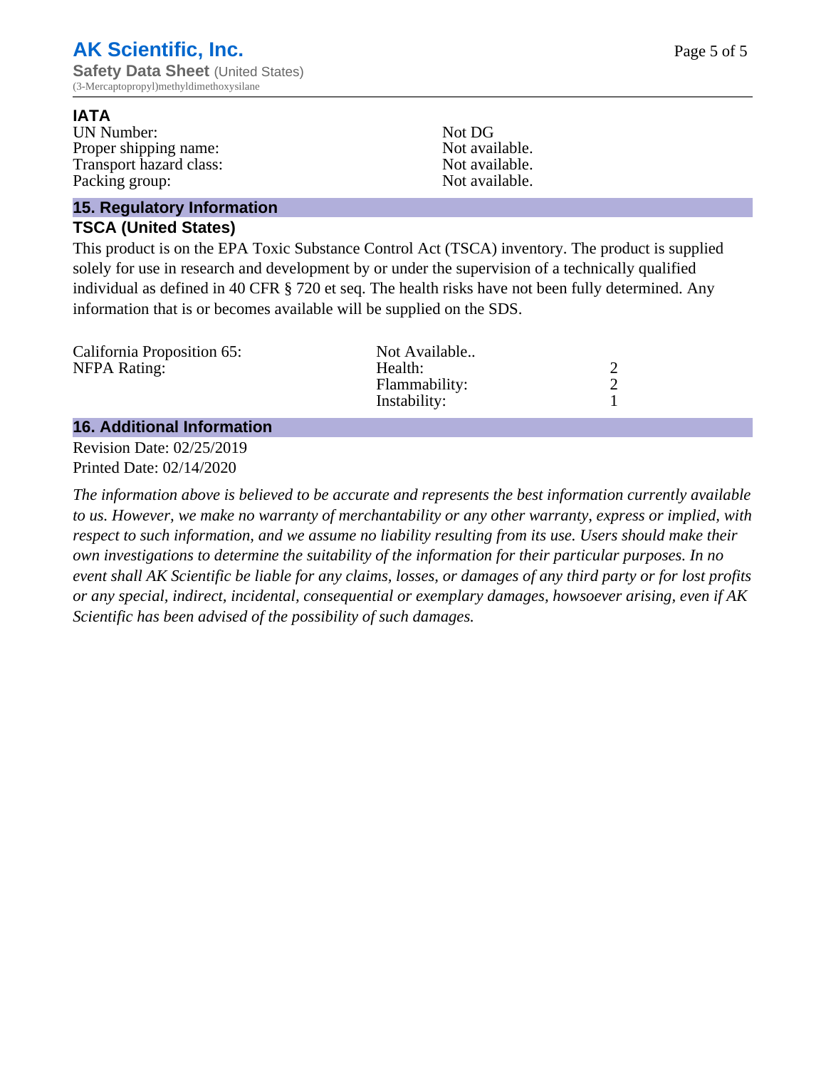### IATA

| | |
|---|---|
| UN Number: | Not DG |
| Proper shipping name: | Not available. |
| Transport hazard class: | Not available. |
| Packing group: | Not available. |

## 15. Regulatory Information

### TSCA (United States)

This product is on the EPA Toxic Substance Control Act (TSCA) inventory. The product is supplied solely for use in research and development by or under the supervision of a technically qualified individual as defined in 40 CFR § 720 et seq. The health risks have not been fully determined. Any information that is or becomes available will be supplied on the SDS.

| | | |
|---|---|---|
| California Proposition 65: | Not Available.. | |
| NFPA Rating: | Health: | 2 |
| | Flammability: | 2 |
| | Instability: | 1 |

## 16. Additional Information

Revision Date: 02/25/2019

Printed Date: 02/14/2020

*The information above is believed to be accurate and represents the best information currently available to us. However, we make no warranty of merchantability or any other warranty, express or implied, with respect to such information, and we assume no liability resulting from its use. Users should make their own investigations to determine the suitability of the information for their particular purposes. In no event shall AK Scientific be liable for any claims, losses, or damages of any third party or for lost profits or any special, indirect, incidental, consequential or exemplary damages, howsoever arising, even if AK Scientific has been advised of the possibility of such damages.*